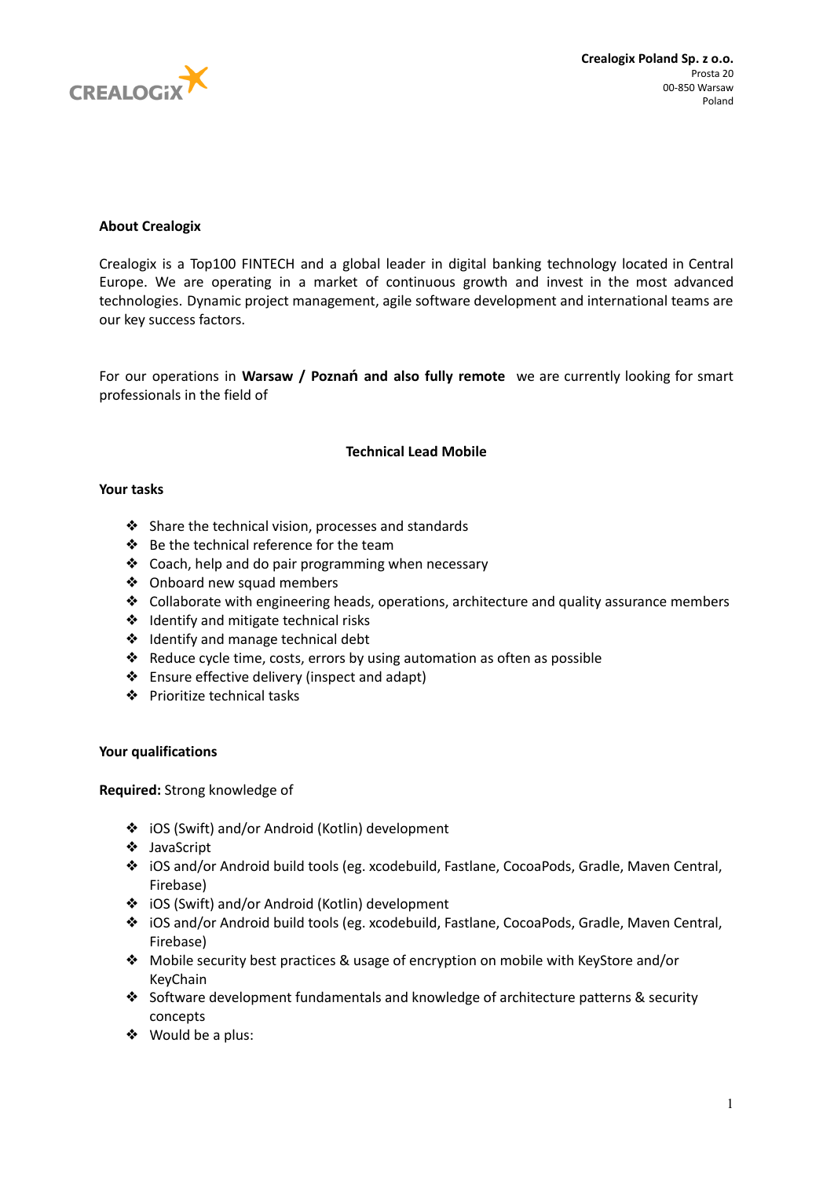**Crealogix Poland Sp. z o.o.**
Prosta 20
00-850 Warsaw
Poland

**About Crealogix**

Crealogix is a Top100 FINTECH and a global leader in digital banking technology located in Central Europe. We are operating in a market of continuous growth and invest in the most advanced technologies. Dynamic project management, agile software development and international teams are our key success factors.

For our operations in **Warsaw / Poznań and also fully remote** we are currently looking for smart professionals in the field of

## Technical Lead Mobile

**Your tasks**

- Share the technical vision, processes and standards
- Be the technical reference for the team
- Coach, help and do pair programming when necessary
- Onboard new squad members
- Collaborate with engineering heads, operations, architecture and quality assurance members
- Identify and mitigate technical risks
- Identify and manage technical debt
- Reduce cycle time, costs, errors by using automation as often as possible
- Ensure effective delivery (inspect and adapt)
- Prioritize technical tasks

**Your qualifications**

**Required:** Strong knowledge of

- iOS (Swift) and/or Android (Kotlin) development
- JavaScript
- iOS and/or Android build tools (eg. xcodebuild, Fastlane, CocoaPods, Gradle, Maven Central, Firebase)
- iOS (Swift) and/or Android (Kotlin) development
- iOS and/or Android build tools (eg. xcodebuild, Fastlane, CocoaPods, Gradle, Maven Central, Firebase)
- Mobile security best practices & usage of encryption on mobile with KeyStore and/or KeyChain
- Software development fundamentals and knowledge of architecture patterns & security concepts
- Would be a plus: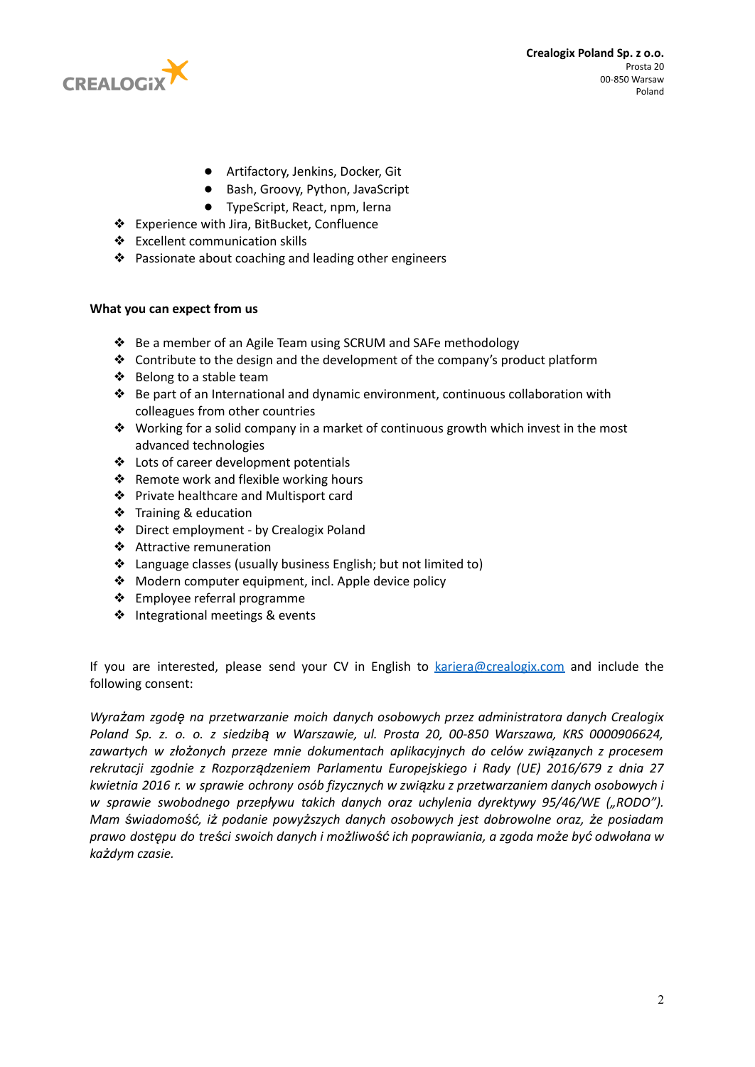**Crealogix Poland Sp. z o.o.**
Prosta 20
00-850 Warsaw
Poland

    - Artifactory, Jenkins, Docker, Git
    - Bash, Groovy, Python, JavaScript
    - TypeScript, React, npm, lerna
- Experience with Jira, BitBucket, Confluence
- Excellent communication skills
- Passionate about coaching and leading other engineers

**What you can expect from us**

- Be a member of an Agile Team using SCRUM and SAFe methodology
- Contribute to the design and the development of the company's product platform
- Belong to a stable team
- Be part of an International and dynamic environment, continuous collaboration with colleagues from other countries
- Working for a solid company in a market of continuous growth which invest in the most advanced technologies
- Lots of career development potentials
- Remote work and flexible working hours
- Private healthcare and Multisport card
- Training & education
- Direct employment - by Crealogix Poland
- Attractive remuneration
- Language classes (usually business English; but not limited to)
- Modern computer equipment, incl. Apple device policy
- Employee referral programme
- Integrational meetings & events

If you are interested, please send your CV in English to [kariera@crealogix.com](mailto:kariera@crealogix.com) and include the following consent:

*Wyrażam zgodę na przetwarzanie moich danych osobowych przez administratora danych Crealogix Poland Sp. z. o. o. z siedzibą w Warszawie, ul. Prosta 20, 00-850 Warszawa, KRS 0000906624, zawartych w złożonych przeze mnie dokumentach aplikacyjnych do celów związanych z procesem rekrutacji zgodnie z Rozporządzeniem Parlamentu Europejskiego i Rady (UE) 2016/679 z dnia 27 kwietnia 2016 r. w sprawie ochrony osób fizycznych w związku z przetwarzaniem danych osobowych i w sprawie swobodnego przepływu takich danych oraz uchylenia dyrektywy 95/46/WE („RODO"). Mam świadomość, iż podanie powyższych danych osobowych jest dobrowolne oraz, że posiadam prawo dostępu do treści swoich danych i możliwość ich poprawiania, a zgoda może być odwołana w każdym czasie.*